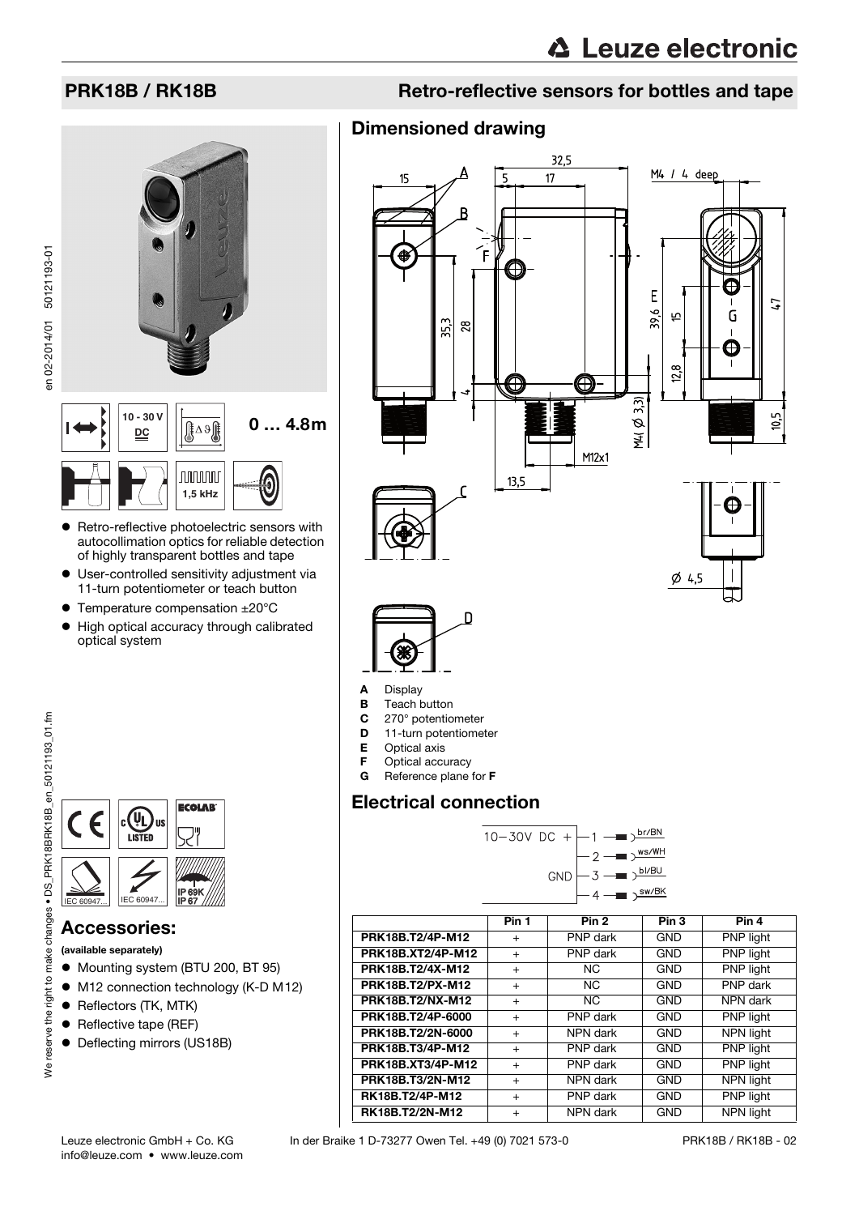## PRK18B / RK18B

## Retro-reflective sensors for bottles and tape

10 - 30 V DC

0 … 4.8m

1,5 kHz

- Retro-reflective photoelectric sensors with autocollimation optics for reliable detection of highly transparent bottles and tape
- User-controlled sensitivity adjustment via 11-turn potentiometer or teach button
- Temperature compensation ±20°C
- High optical accuracy through calibrated optical system

## Accessories:

**(available separately)**

- Mounting system (BTU 200, BT 95)
- M12 connection technology (K-D M12)
- Reflectors (TK, MTK)
- Reflective tape (REF)
- Deflecting mirrors (US18B)

## Dimensioned drawing

- **A** Display
- **B** Teach button
- **C** 270° potentiometer
- **D** 11-turn potentiometer
- **E** Optical axis
- **F** Optical accuracy
- **G** Reference plane for **F**

## Electrical connection

10−30V DC + — 1 — br/BN
2 — ws/WH
GND — 3 — bl/BU
4 — sw/BK

| | Pin 1 | Pin 2 | Pin 3 | Pin 4 |
|---|---|---|---|---|
| **PRK18B.T2/4P-M12** | + | PNP dark | GND | PNP light |
| **PRK18B.XT2/4P-M12** | + | PNP dark | GND | PNP light |
| **PRK18B.T2/4X-M12** | + | NC | GND | PNP light |
| **PRK18B.T2/PX-M12** | + | NC | GND | PNP dark |
| **PRK18B.T2/NX-M12** | + | NC | GND | NPN dark |
| **PRK18B.T2/4P-6000** | + | PNP dark | GND | PNP light |
| **PRK18B.T2/2N-6000** | + | NPN dark | GND | NPN light |
| **PRK18B.T3/4P-M12** | + | PNP dark | GND | PNP light |
| **PRK18B.XT3/4P-M12** | + | PNP dark | GND | PNP light |
| **PRK18B.T3/2N-M12** | + | NPN dark | GND | NPN light |
| **RK18B.T2/4P-M12** | + | PNP dark | GND | PNP light |
| **RK18B.T2/2N-M12** | + | NPN dark | GND | NPN light |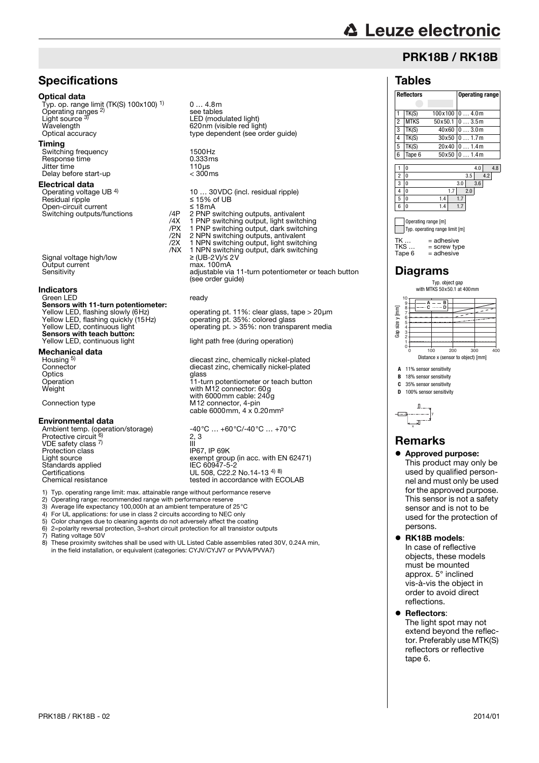# PRK18B / RK18B

## Specifications

### Optical data

| | |
|---|---|
| Typ. op. range limit (TK(S) 100x100) [1] | 0 … 4.8m |
| Operating ranges [2] | see tables |
| Light source [3] | LED (modulated light) |
| Wavelength | 620nm (visible red light) |
| Optical accuracy | type dependent (see order guide) |

### Timing

| | |
|---|---|
| Switching frequency | 1500Hz |
| Response time | 0.333ms |
| Jitter time | 110µs |
| Delay before start-up | < 300ms |

### Electrical data

| | | |
|---|---|---|
| Operating voltage UB [4] | | 10 … 30VDC (incl. residual ripple) |
| Residual ripple | | ≤ 15% of UB |
| Open-circuit current | | ≤ 18mA |
| Switching outputs/functions | /4P | 2 PNP switching outputs, antivalent |
| | /4X | 1 PNP switching output, light switching |
| | /PX | 1 PNP switching output, dark switching |
| | /2N | 2 NPN switching outputs, antivalent |
| | /2X | 1 NPN switching output, light switching |
| | /NX | 1 NPN switching output, dark switching |
| Signal voltage high/low | | ≥ (UB-2V)/≤ 2V |
| Output current | | max. 100mA |
| Sensitivity | | adjustable via 11-turn potentiometer or teach button (see order guide) |

### Indicators

| | |
|---|---|
| Green LED | ready |
| **Sensors with 11-turn potentiometer:** | |
| Yellow LED, flashing slowly (6Hz) | operating pt. 11%: clear glass, tape > 20µm |
| Yellow LED, flashing quickly (15Hz) | operating pt. 35%: colored glass |
| Yellow LED, continuous light | operating pt. > 35%: non transparent media |
| **Sensors with teach button:** | |
| Yellow LED, continuous light | light path free (during operation) |

### Mechanical data

| | |
|---|---|
| Housing [5] | diecast zinc, chemically nickel-plated |
| Connector | diecast zinc, chemically nickel-plated |
| Optics | glass |
| Operation | 11-turn potentiometer or teach button |
| Weight | with M12 connector: 60g<br>with 6000mm cable: 240g |
| Connection type | M12 connector, 4-pin<br>cable 6000mm, 4 x 0.20mm² |

### Environmental data

| | |
|---|---|
| Ambient temp. (operation/storage) | -40°C … +60°C/-40°C … +70°C |
| Protective circuit [6] | 2, 3 |
| VDE safety class [7] | III |
| Protection class | IP67, IP 69K |
| Light source | exempt group (in acc. with EN 62471) |
| Standards applied | IEC 60947-5-2 |
| Certifications | UL 508, C22.2 No.14-13 [4) 8)] |
| Chemical resistance | tested in accordance with ECOLAB |

1) Typ. operating range limit: max. attainable range without performance reserve
2) Operating range: recommended range with performance reserve
3) Average life expectancy 100,000h at an ambient temperature of 25°C
4) For UL applications: for use in class 2 circuits according to NEC only
5) Color changes due to cleaning agents do not adversely affect the coating
6) 2=polarity reversal protection, 3=short circuit protection for all transistor outputs
7) Rating voltage 50V
8) These proximity switches shall be used with UL Listed Cable assemblies rated 30V, 0.24A min, in the field installation, or equivalent (categories: CYJV/CYJV7 or PVVA/PVVA7)

## Tables

| | Reflectors | | Operating range |
|---|---|---|---|
| 1 | TK(S) | 100x100 | 0 … 4.0m |
| 2 | MTKS | 50x50.1 | 0 … 3.5m |
| 3 | TK(S) | 40x60 | 0 … 3.0m |
| 4 | TK(S) | 30x50 | 0 … 1.7m |
| 5 | TK(S) | 20x40 | 0 … 1.4m |
| 6 | Tape 6 | 50x50 | 0 … 1.4m |

| | Operating range [m] | Typ. operating range limit [m] |
|---|---|---|
| 1 | 0 … 4.0 | 4.8 |
| 2 | 0 … 3.5 | 4.2 |
| 3 | 0 … 3.0 | 3.6 |
| 4 | 0 … 1.7 | 2.0 |
| 5 | 0 … 1.4 | 1.7 |
| 6 | 0 … 1.4 | 1.7 |

TK … = adhesive
TKS … = screw type
Tape 6 = adhesive

## Diagrams

Typ. object gap with MTKS 50x50.1 at 400mm

Gap size y [mm]; Distance x (sensor to object) [mm]

**A** 11% sensor sensitivity
**B** 18% sensor sensitivity
**C** 35% sensor sensitivity
**D** 100% sensor sensitivity

## Remarks

- **Approved purpose:**
  This product may only be used by qualified personnel and must only be used for the approved purpose. This sensor is not a safety sensor and is not to be used for the protection of persons.
- **RK18B models**:
  In case of reflective objects, these models must be mounted approx. 5° inclined vis-à-vis the object in order to avoid direct reflections.
- **Reflectors**:
  The light spot may not extend beyond the reflector. Preferably use MTK(S) reflectors or reflective tape 6.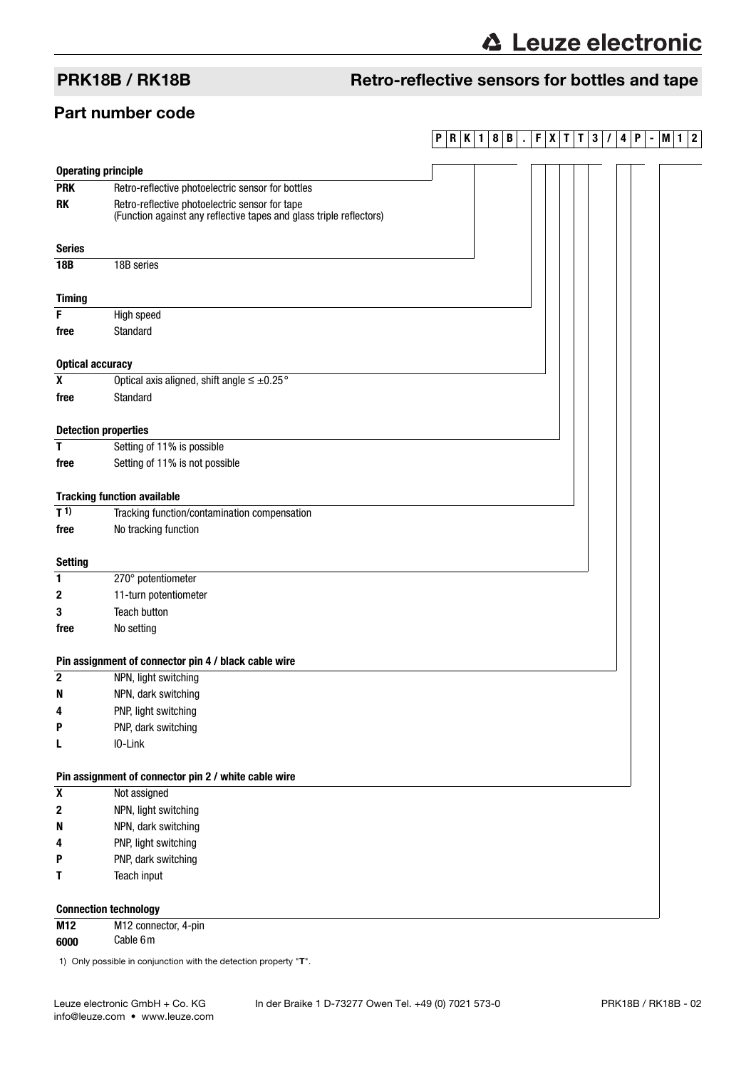## PRK18B / RK18B

## Retro-reflective sensors for bottles and tape

## Part number code

**P R K 1 8 B . F X T T 3 / 4 P - M 1 2**

**Operating principle**

| | |
|---|---|
| **PRK** | Retro-reflective photoelectric sensor for bottles |
| **RK** | Retro-reflective photoelectric sensor for tape (Function against any reflective tapes and glass triple reflectors) |

**Series**

| | |
|---|---|
| **18B** | 18B series |

**Timing**

| | |
|---|---|
| **F** | High speed |
| **free** | Standard |

**Optical accuracy**

| | |
|---|---|
| **X** | Optical axis aligned, shift angle ≤ ±0.25° |
| **free** | Standard |

**Detection properties**

| | |
|---|---|
| **T** | Setting of 11% is possible |
| **free** | Setting of 11% is not possible |

**Tracking function available**

| | |
|---|---|
| **T** [1)] | Tracking function/contamination compensation |
| **free** | No tracking function |

**Setting**

| | |
|---|---|
| **1** | 270° potentiometer |
| **2** | 11-turn potentiometer |
| **3** | Teach button |
| **free** | No setting |

**Pin assignment of connector pin 4 / black cable wire**

| | |
|---|---|
| **2** | NPN, light switching |
| **N** | NPN, dark switching |
| **4** | PNP, light switching |
| **P** | PNP, dark switching |
| **L** | IO-Link |

**Pin assignment of connector pin 2 / white cable wire**

| | |
|---|---|
| **X** | Not assigned |
| **2** | NPN, light switching |
| **N** | NPN, dark switching |
| **4** | PNP, light switching |
| **P** | PNP, dark switching |
| **T** | Teach input |

**Connection technology**

| | |
|---|---|
| **M12** | M12 connector, 4-pin |
| **6000** | Cable 6 m |

1) Only possible in conjunction with the detection property "**T**".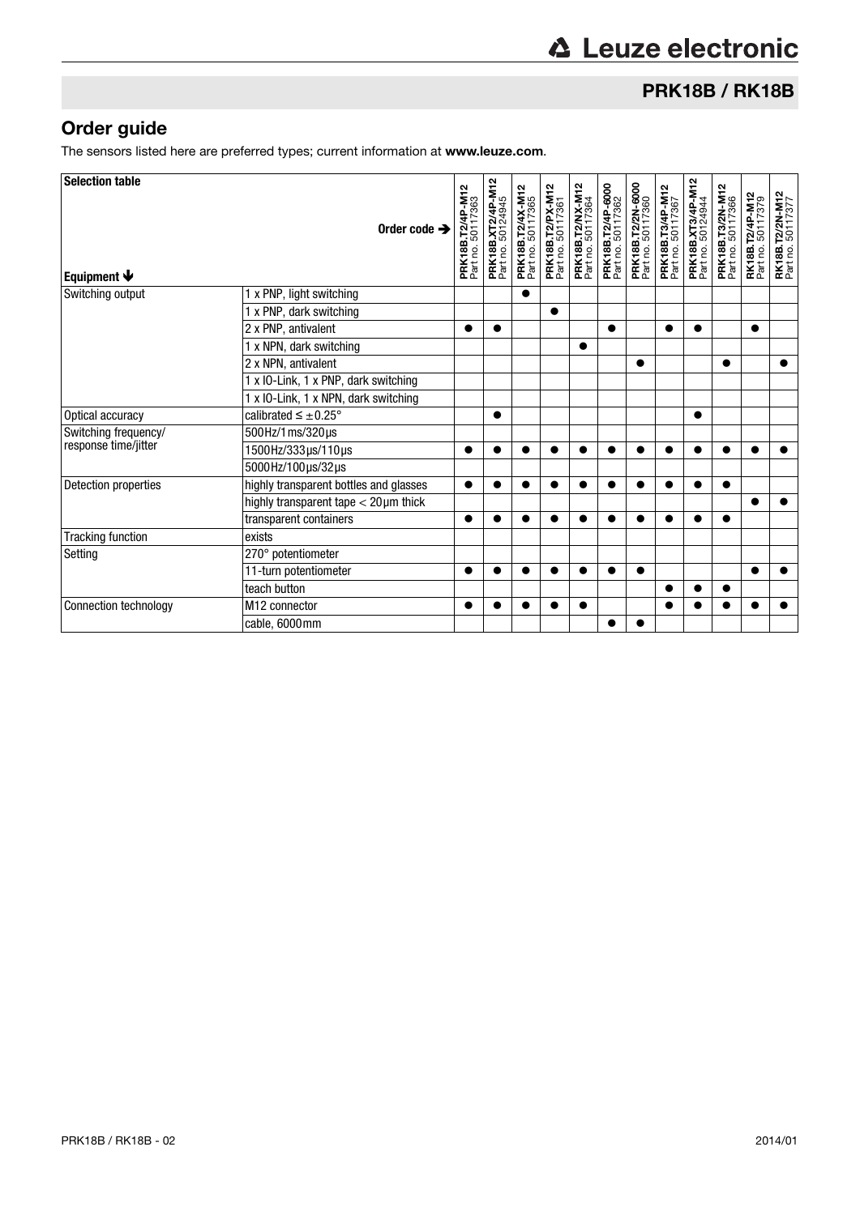## Order guide

The sensors listed here are preferred types; current information at **www.leuze.com**.

| Selection table<br>Equipment ↓ | Order code ➔ | PRK18B.T2/4P-M12<br>Part no. 50117363 | PRK18B.XT2/4P-M12<br>Part no. 50124945 | PRK18B.T2/4X-M12<br>Part no. 50117365 | PRK18B.T2/PX-M12<br>Part no. 50117361 | PRK18B.T2/NX-M12<br>Part no. 50117364 | PRK18B.T2/4P-6000<br>Part no. 50117362 | PRK18B.T2/2N-6000<br>Part no. 50117360 | PRK18B.T3/4P-M12<br>Part no. 50117367 | PRK18B.XT3/4P-M12<br>Part no. 50124944 | PRK18B.T3/2N-M12<br>Part no. 50117366 | RK18B.T2/4P-M12<br>Part no. 50117379 | RK18B.T2/2N-M12<br>Part no. 50117377 |
|---|---|---|---|---|---|---|---|---|---|---|---|---|---|
| Switching output | 1 x PNP, light switching | | | ● | | | | | | | | | |
| | 1 x PNP, dark switching | | | | ● | | | | | | | | |
| | 2 x PNP, antivalent | ● | ● | | | | ● | | ● | ● | | ● | |
| | 1 x NPN, dark switching | | | | | ● | | | | | | | |
| | 2 x NPN, antivalent | | | | | | | ● | | | ● | | ● |
| | 1 x IO-Link, 1 x PNP, dark switching | | | | | | | | | | | | |
| | 1 x IO-Link, 1 x NPN, dark switching | | | | | | | | | | | | |
| Optical accuracy | calibrated ≤ ±0.25° | | ● | | | | | | | ● | | | |
| Switching frequency/ response time/jitter | 500Hz/1ms/320µs | | | | | | | | | | | | |
| | 1500Hz/333µs/110µs | ● | ● | ● | ● | ● | ● | ● | ● | ● | ● | ● | ● |
| | 5000Hz/100µs/32µs | | | | | | | | | | | | |
| Detection properties | highly transparent bottles and glasses | ● | ● | ● | ● | ● | ● | ● | ● | ● | ● | | |
| | highly transparent tape < 20µm thick | | | | | | | | | | | ● | ● |
| | transparent containers | ● | ● | ● | ● | ● | ● | ● | ● | ● | ● | | |
| Tracking function | exists | | | | | | | | | | | | |
| Setting | 270° potentiometer | | | | | | | | | | | | |
| | 11-turn potentiometer | ● | ● | ● | ● | ● | ● | ● | | | | ● | ● |
| | teach button | | | | | | | | ● | ● | ● | | |
| Connection technology | M12 connector | ● | ● | ● | ● | ● | | | ● | ● | ● | ● | ● |
| | cable, 6000mm | | | | | | ● | ● | | | | | |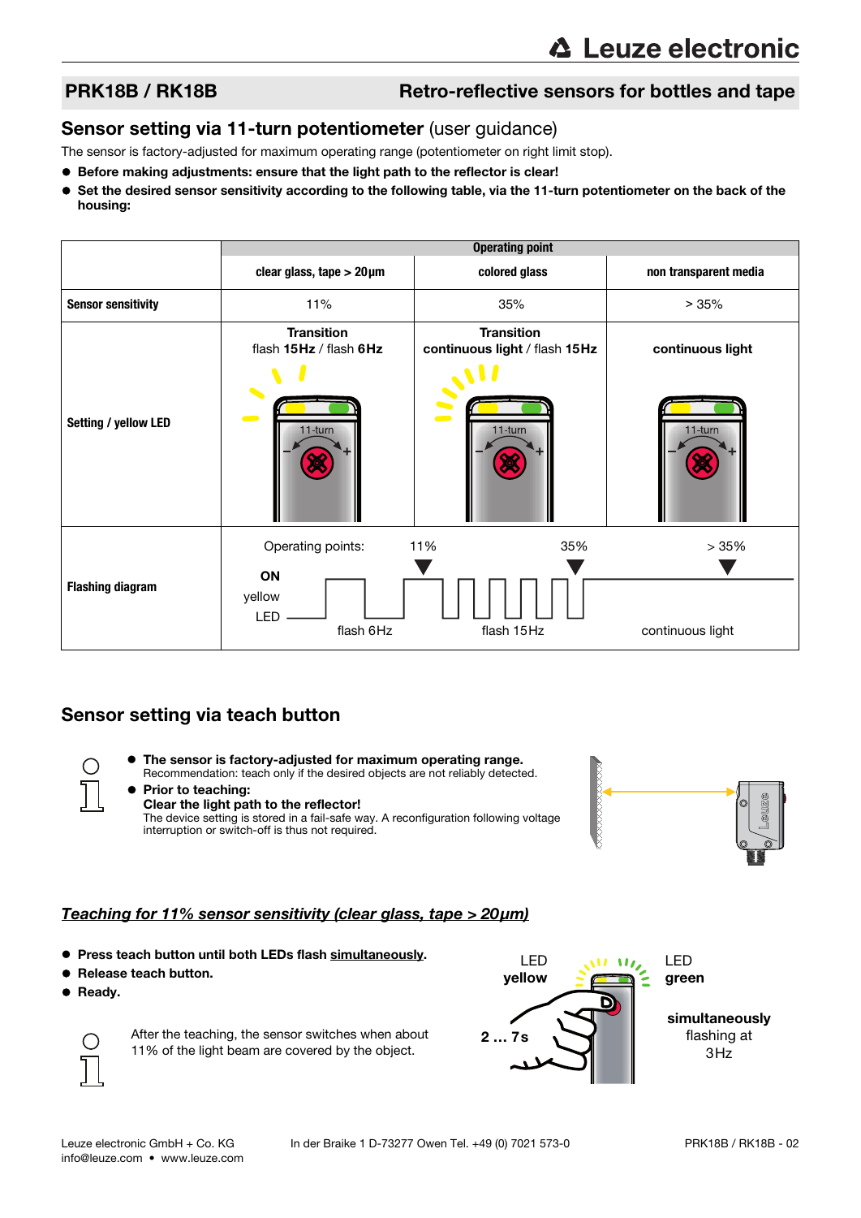## PRK18B / RK18B — Retro-reflective sensors for bottles and tape

## Sensor setting via 11-turn potentiometer (user guidance)

The sensor is factory-adjusted for maximum operating range (potentiometer on right limit stop).

- **Before making adjustments: ensure that the light path to the reflector is clear!**
- **Set the desired sensor sensitivity according to the following table, via the 11-turn potentiometer on the back of the housing:**

| | Operating point | | |
|---|---|---|---|
| | **clear glass, tape > 20µm** | **colored glass** | **non transparent media** |
| **Sensor sensitivity** | 11% | 35% | > 35% |
| **Setting / yellow LED** | **Transition** flash **15Hz** / flash **6Hz** | **Transition** **continuous light** / flash **15Hz** | **continuous light** |
| **Flashing diagram** | Operating points: 11% — ON yellow LED — flash 6Hz | 35% — flash 15Hz | > 35% — continuous light |

## Sensor setting via teach button

- **The sensor is factory-adjusted for maximum operating range.** Recommendation: teach only if the desired objects are not reliably detected.
- **Prior to teaching: Clear the light path to the reflector!** The device setting is stored in a fail-safe way. A reconfiguration following voltage interruption or switch-off is thus not required.

### *Teaching for 11% sensor sensitivity (clear glass, tape > 20µm)*

- **Press teach button until both LEDs flash simultaneously.**
- **Release teach button.**
- **Ready.**

After the teaching, the sensor switches when about 11% of the light beam are covered by the object.

LED **yellow** — LED **green** — **2 … 7s** — **simultaneously** flashing at 3Hz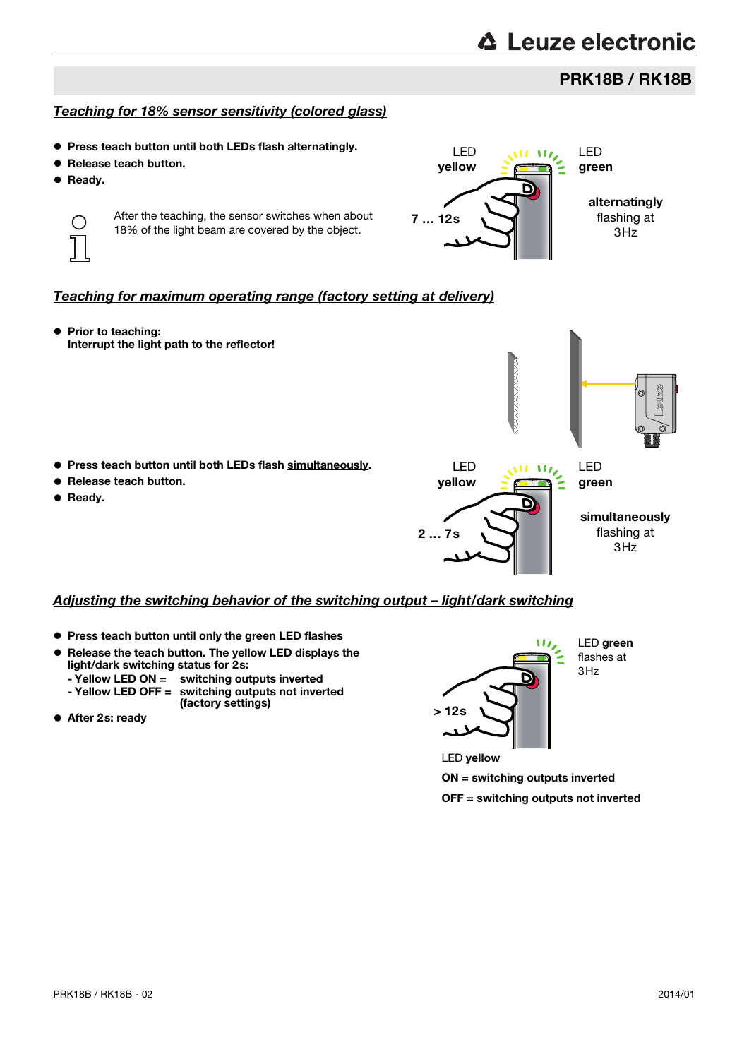## *Teaching for 18% sensor sensitivity (colored glass)*

- **Press teach button until both LEDs flash alternatingly.**
- **Release teach button.**
- **Ready.**

After the teaching, the sensor switches when about 18% of the light beam are covered by the object.

LED yellow

LED green

7 … 12s

**alternatingly** flashing at 3Hz

## *Teaching for maximum operating range (factory setting at delivery)*

- **Prior to teaching:**
  **Interrupt the light path to the reflector!**

- **Press teach button until both LEDs flash simultaneously.**
- **Release teach button.**
- **Ready.**

LED yellow

LED green

2 … 7s

**simultaneously** flashing at 3Hz

## *Adjusting the switching behavior of the switching output – light/dark switching*

- **Press teach button until only the green LED flashes**
- **Release the teach button. The yellow LED displays the light/dark switching status for 2s:**
  - **Yellow LED ON = switching outputs inverted**
  - **Yellow LED OFF = switching outputs not inverted (factory settings)**
- **After 2s: ready**

LED **green** flashes at 3Hz

> 12s

LED **yellow**

**ON = switching outputs inverted**

**OFF = switching outputs not inverted**